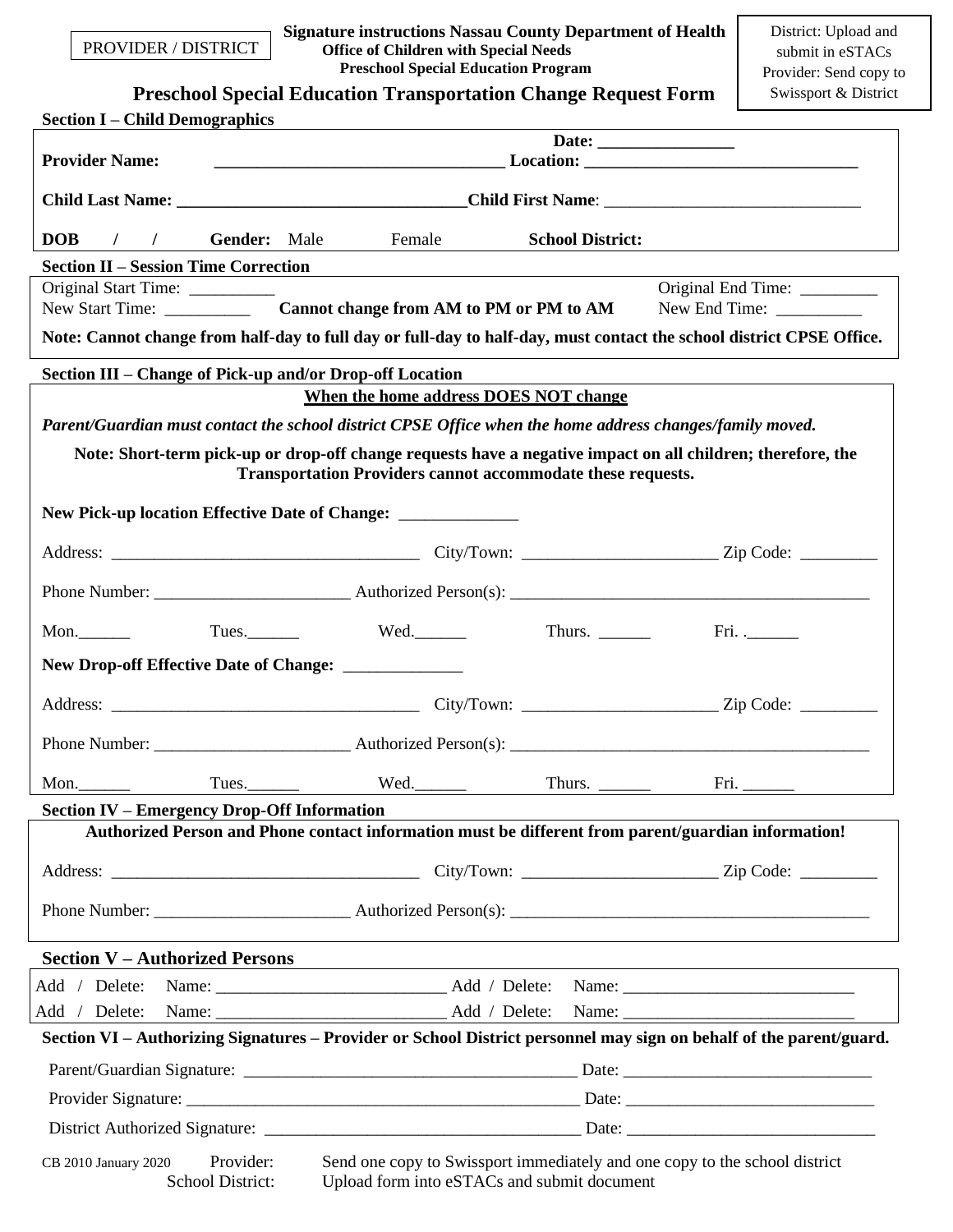PROVIDER / DISTRICT

**Signature instructions Nassau County Department of Health**
**Office of Children with Special Needs**
**Preschool Special Education Program**

District: Upload and submit in eSTACs
Provider: Send copy to Swissport & District

# Preschool Special Education Transportation Change Request Form

## Section I – Child Demographics

**Date:** ________________

**Provider Name:** __________________________________ **Location:** _______________________________

**Child Last Name:** _________________________________ **Child First Name**: ______________________________

**DOB** / / **Gender:** Male Female **School District:**

## Section II – Session Time Correction

Original Start Time: __________ Original End Time: _________

New Start Time: __________ **Cannot change from AM to PM or PM to AM** New End Time: __________

**Note: Cannot change from half-day to full day or full-day to half-day, must contact the school district CPSE Office.**

## Section III – Change of Pick-up and/or Drop-off Location

**When the home address DOES NOT change**

***Parent/Guardian must contact the school district CPSE Office when the home address changes/family moved.***

**Note: Short-term pick-up or drop-off change requests have a negative impact on all children; therefore, the Transportation Providers cannot accommodate these requests.**

**New Pick-up location Effective Date of Change:** ______________

Address: ___________________________________ City/Town: ______________________ Zip Code: _________

Phone Number: ______________________ Authorized Person(s): __________________________________________

Mon.______ Tues.______ Wed.______ Thurs. ______ Fri. .______

**New Drop-off Effective Date of Change:** ______________

Address: ___________________________________ City/Town: ______________________ Zip Code: _________

Phone Number: ______________________ Authorized Person(s): __________________________________________

Mon.______ Tues.______ Wed.______ Thurs. ______ Fri. ______

## Section IV – Emergency Drop-Off Information

**Authorized Person and Phone contact information must be different from parent/guardian information!**

Address: ___________________________________ City/Town: ______________________ Zip Code: _________

Phone Number: ______________________ Authorized Person(s): __________________________________________

## Section V – Authorized Persons

Add / Delete: Name: ___________________________ Add / Delete: Name: ___________________________

Add / Delete: Name: ___________________________ Add / Delete: Name: ___________________________

## Section VI – Authorizing Signatures – Provider or School District personnel may sign on behalf of the parent/guard.

Parent/Guardian Signature: _______________________________________ Date: _____________________________

Provider Signature: _____________________________________________ Date: _____________________________

District Authorized Signature: ____________________________________ Date: _____________________________

CB 2010 January 2020

Provider: Send one copy to Swissport immediately and one copy to the school district

School District: Upload form into eSTACs and submit document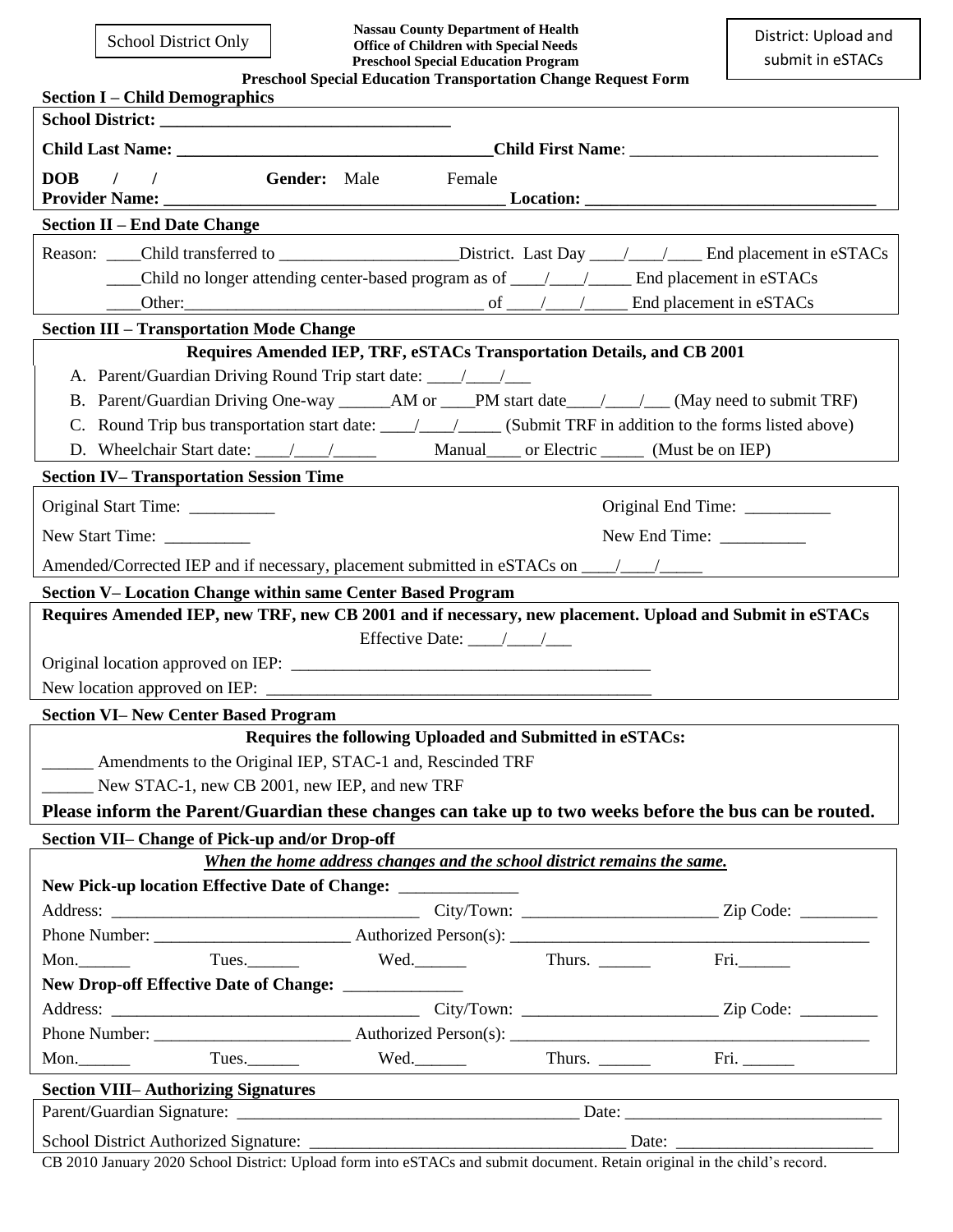School District Only

**Nassau County Department of Health**
**Office of Children with Special Needs**
**Preschool Special Education Program**

District: Upload and submit in eSTACs

## Preschool Special Education Transportation Change Request Form

### Section I – Child Demographics

**School District: ___________________________________**

**Child Last Name: ____________________________________Child First Name**: _____________________________

**DOB / /** **Gender:** Male Female

**Provider Name: _______________________________________ Location: _________________________________**

### Section II – End Date Change

Reason: ____Child transferred to _____________________District. Last Day ____/____/____ End placement in eSTACs

____Child no longer attending center-based program as of ____/____/_____ End placement in eSTACs

____Other:___________________________________ of ____/____/_____ End placement in eSTACs

### Section III – Transportation Mode Change

**Requires Amended IEP, TRF, eSTACs Transportation Details, and CB 2001**

A. Parent/Guardian Driving Round Trip start date: ____/____/___
B. Parent/Guardian Driving One-way ______AM or ____PM start date____/____/___ (May need to submit TRF)
C. Round Trip bus transportation start date: ____/____/_____ (Submit TRF in addition to the forms listed above)
D. Wheelchair Start date: ____/____/_____ Manual____ or Electric _____ (Must be on IEP)

### Section IV– Transportation Session Time

Original Start Time: __________ Original End Time: __________

New Start Time: __________ New End Time: __________

Amended/Corrected IEP and if necessary, placement submitted in eSTACs on ____/____/_____

### Section V– Location Change within same Center Based Program

**Requires Amended IEP, new TRF, new CB 2001 and if necessary, new placement. Upload and Submit in eSTACs**

Effective Date: ____/____/___

Original location approved on IEP: ___________________________________________

New location approved on IEP: _____________________________________________

### Section VI– New Center Based Program

**Requires the following Uploaded and Submitted in eSTACs:**

______ Amendments to the Original IEP, STAC-1 and, Rescinded TRF

______ New STAC-1, new CB 2001, new IEP, and new TRF

**Please inform the Parent/Guardian these changes can take up to two weeks before the bus can be routed.**

### Section VII– Change of Pick-up and/or Drop-off

***When the home address changes and the school district remains the same.***

**New Pick-up location Effective Date of Change:** _____________

Address: ___________________________________ City/Town: _______________________ Zip Code: _________

Phone Number: _______________________ Authorized Person(s): ___________________________________________

Mon.______ Tues.______ Wed.______ Thurs. ______ Fri.______

**New Drop-off Effective Date of Change:** _____________

Address: ___________________________________ City/Town: _______________________ Zip Code: _________

Phone Number: _______________________ Authorized Person(s): ___________________________________________

Mon.______ Tues.______ Wed.______ Thurs. ______ Fri. ______

### Section VIII– Authorizing Signatures

Parent/Guardian Signature: _________________________________________ Date: ______________________________

School District Authorized Signature: _____________________________________ Date: _______________________

CB 2010 January 2020 School District: Upload form into eSTACs and submit document. Retain original in the child's record.